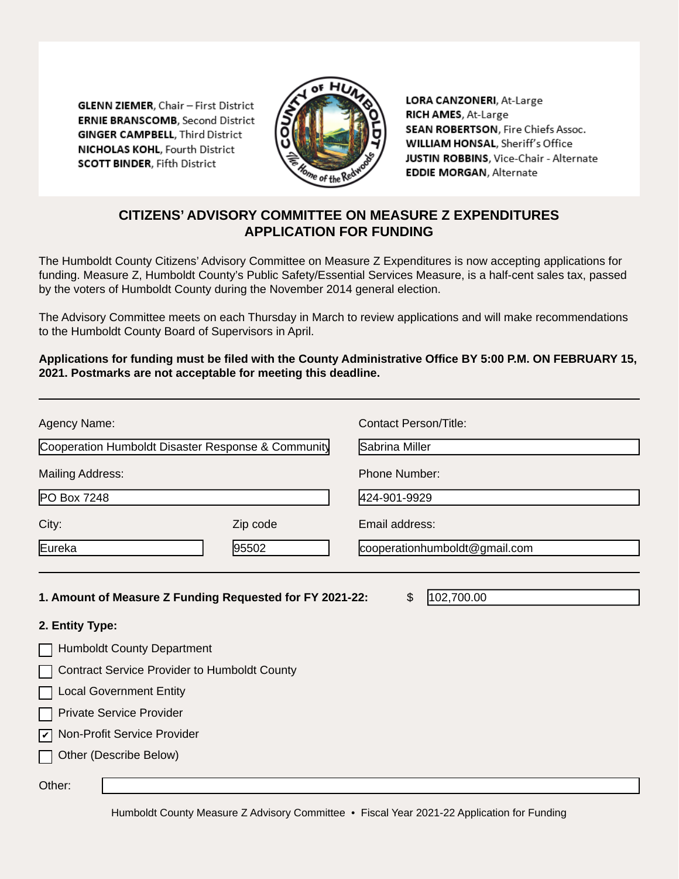**GLENN ZIEMER**, Chair – First District
**ERNIE BRANSCOMB**, Second District
**GINGER CAMPBELL**, Third District
**NICHOLAS KOHL**, Fourth District
**SCOTT BINDER**, Fifth District

**LORA CANZONERI**, At-Large
**RICH AMES**, At-Large
**SEAN ROBERTSON**, Fire Chiefs Assoc.
**WILLIAM HONSAL**, Sheriff's Office
**JUSTIN ROBBINS**, Vice-Chair - Alternate
**EDDIE MORGAN**, Alternate

# CITIZENS' ADVISORY COMMITTEE ON MEASURE Z EXPENDITURES APPLICATION FOR FUNDING

The Humboldt County Citizens' Advisory Committee on Measure Z Expenditures is now accepting applications for funding. Measure Z, Humboldt County's Public Safety/Essential Services Measure, is a half-cent sales tax, passed by the voters of Humboldt County during the November 2014 general election.

The Advisory Committee meets on each Thursday in March to review applications and will make recommendations to the Humboldt County Board of Supervisors in April.

**Applications for funding must be filed with the County Administrative Office BY 5:00 P.M. ON FEBRUARY 15, 2021. Postmarks are not acceptable for meeting this deadline.**

---

Agency Name: Cooperation Humboldt Disaster Response & Community

Contact Person/Title: Sabrina Miller

Mailing Address: PO Box 7248

Phone Number: 424-901-9929

City: Eureka

Zip code: 95502

Email address: cooperationhumboldt@gmail.com

---

**1. Amount of Measure Z Funding Requested for FY 2021-22:** $ 102,700.00

**2. Entity Type:**

- [ ] Humboldt County Department
- [ ] Contract Service Provider to Humboldt County
- [ ] Local Government Entity
- [ ] Private Service Provider
- [x] Non-Profit Service Provider
- [ ] Other (Describe Below)

Other: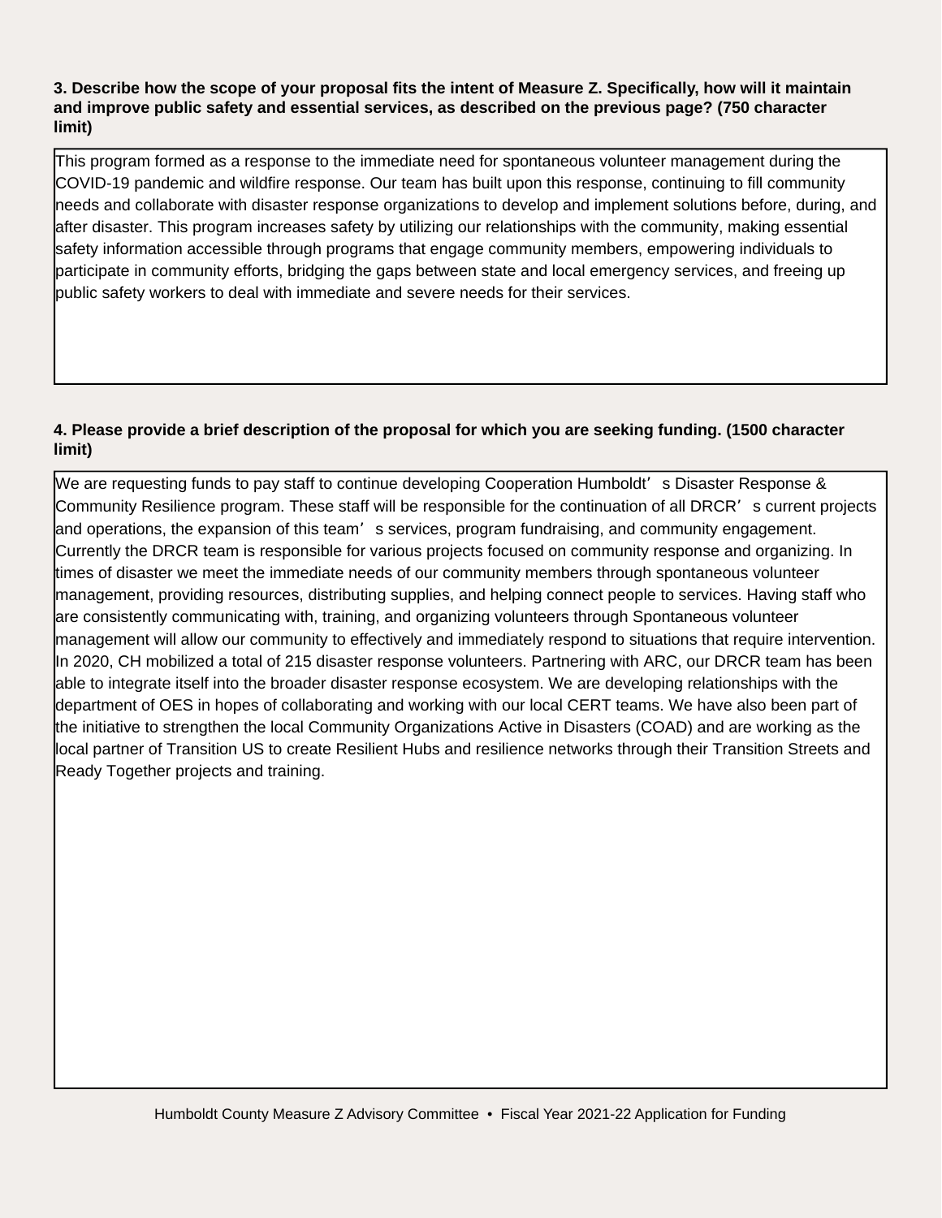**3. Describe how the scope of your proposal fits the intent of Measure Z. Specifically, how will it maintain and improve public safety and essential services, as described on the previous page? (750 character limit)**

This program formed as a response to the immediate need for spontaneous volunteer management during the COVID-19 pandemic and wildfire response. Our team has built upon this response, continuing to fill community needs and collaborate with disaster response organizations to develop and implement solutions before, during, and after disaster. This program increases safety by utilizing our relationships with the community, making essential safety information accessible through programs that engage community members, empowering individuals to participate in community efforts, bridging the gaps between state and local emergency services, and freeing up public safety workers to deal with immediate and severe needs for their services.

**4. Please provide a brief description of the proposal for which you are seeking funding. (1500 character limit)**

We are requesting funds to pay staff to continue developing Cooperation Humboldt's Disaster Response & Community Resilience program. These staff will be responsible for the continuation of all DRCR's current projects and operations, the expansion of this team's services, program fundraising, and community engagement. Currently the DRCR team is responsible for various projects focused on community response and organizing. In times of disaster we meet the immediate needs of our community members through spontaneous volunteer management, providing resources, distributing supplies, and helping connect people to services. Having staff who are consistently communicating with, training, and organizing volunteers through Spontaneous volunteer management will allow our community to effectively and immediately respond to situations that require intervention. In 2020, CH mobilized a total of 215 disaster response volunteers. Partnering with ARC, our DRCR team has been able to integrate itself into the broader disaster response ecosystem. We are developing relationships with the department of OES in hopes of collaborating and working with our local CERT teams. We have also been part of the initiative to strengthen the local Community Organizations Active in Disasters (COAD) and are working as the local partner of Transition US to create Resilient Hubs and resilience networks through their Transition Streets and Ready Together projects and training.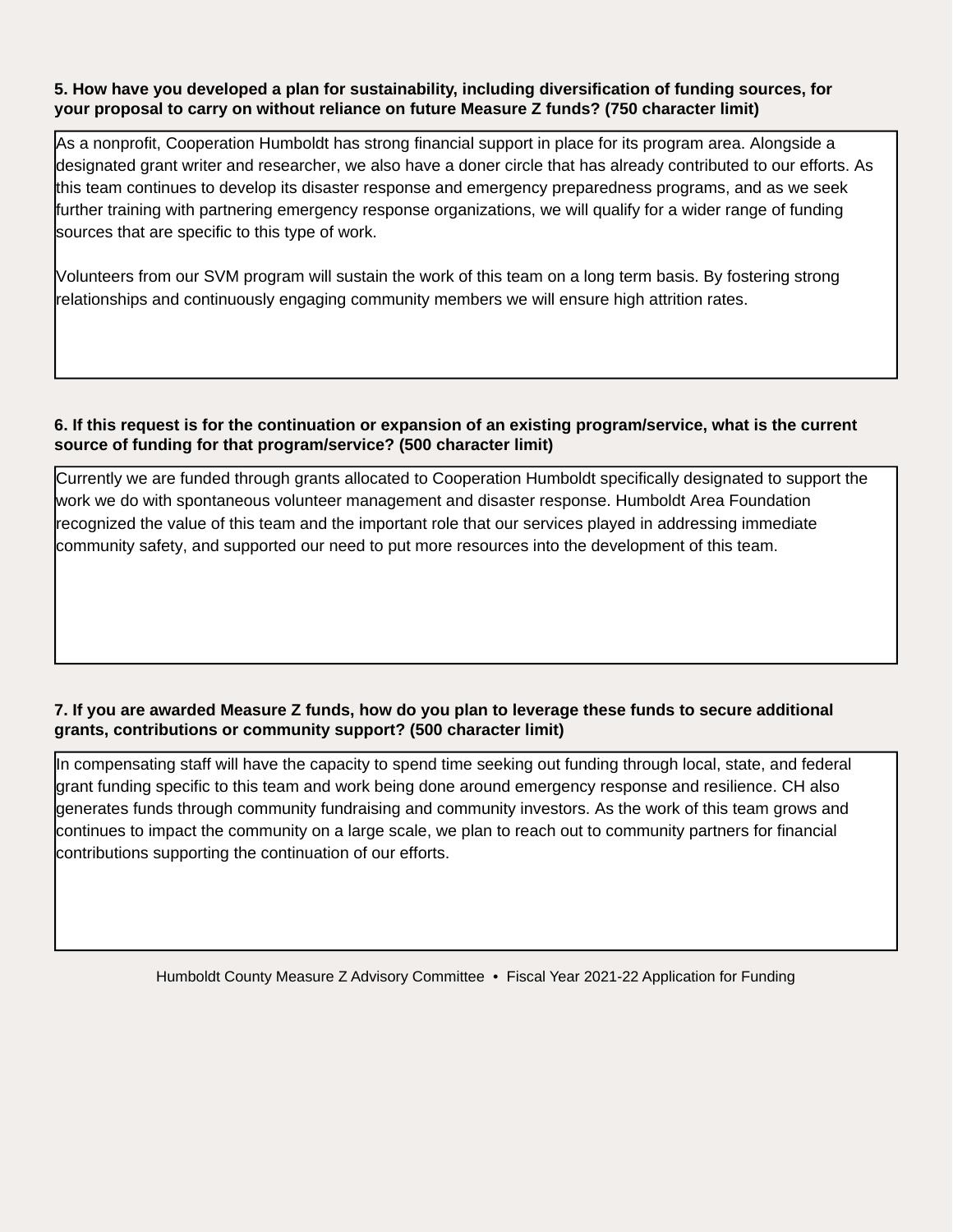**5. How have you developed a plan for sustainability, including diversification of funding sources, for your proposal to carry on without reliance on future Measure Z funds? (750 character limit)**

As a nonprofit, Cooperation Humboldt has strong financial support in place for its program area. Alongside a designated grant writer and researcher, we also have a doner circle that has already contributed to our efforts. As this team continues to develop its disaster response and emergency preparedness programs, and as we seek further training with partnering emergency response organizations, we will qualify for a wider range of funding sources that are specific to this type of work.

Volunteers from our SVM program will sustain the work of this team on a long term basis. By fostering strong relationships and continuously engaging community members we will ensure high attrition rates.

**6. If this request is for the continuation or expansion of an existing program/service, what is the current source of funding for that program/service? (500 character limit)**

Currently we are funded through grants allocated to Cooperation Humboldt specifically designated to support the work we do with spontaneous volunteer management and disaster response. Humboldt Area Foundation recognized the value of this team and the important role that our services played in addressing immediate community safety, and supported our need to put more resources into the development of this team.

**7. If you are awarded Measure Z funds, how do you plan to leverage these funds to secure additional grants, contributions or community support? (500 character limit)**

In compensating staff will have the capacity to spend time seeking out funding through local, state, and federal grant funding specific to this team and work being done around emergency response and resilience. CH also generates funds through community fundraising and community investors. As the work of this team grows and continues to impact the community on a large scale, we plan to reach out to community partners for financial contributions supporting the continuation of our efforts.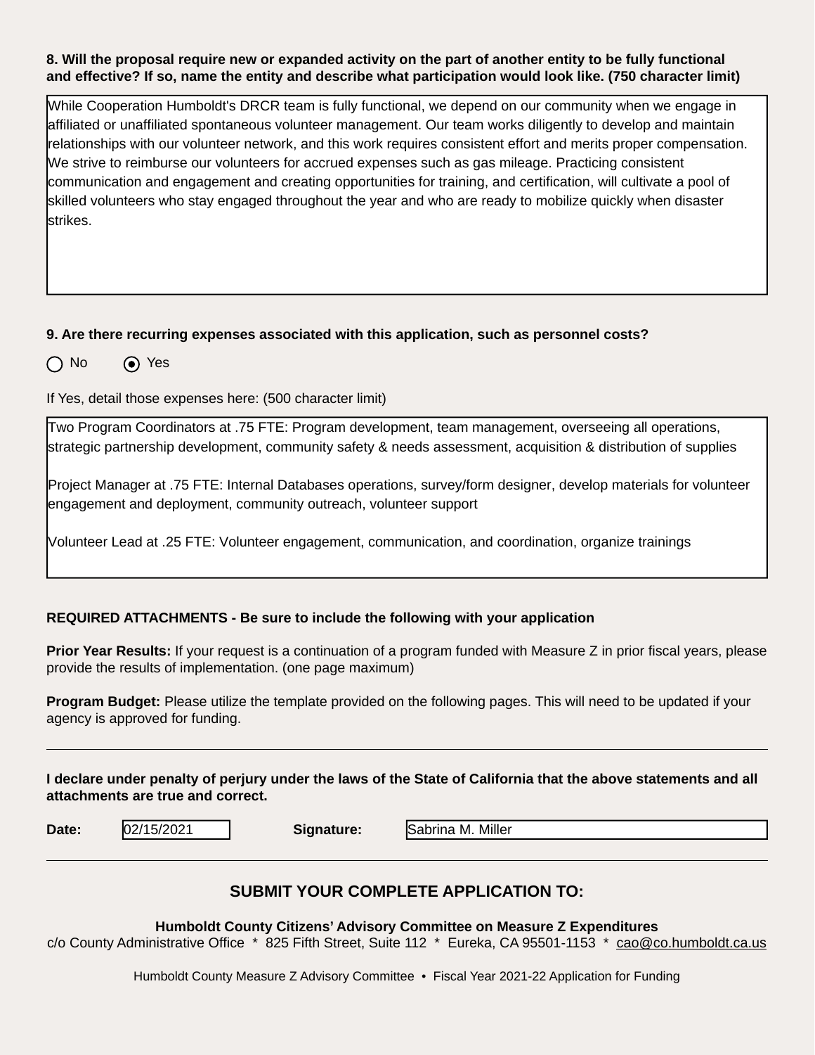**8. Will the proposal require new or expanded activity on the part of another entity to be fully functional and effective? If so, name the entity and describe what participation would look like. (750 character limit)**

While Cooperation Humboldt's DRCR team is fully functional, we depend on our community when we engage in affiliated or unaffiliated spontaneous volunteer management. Our team works diligently to develop and maintain relationships with our volunteer network, and this work requires consistent effort and merits proper compensation. We strive to reimburse our volunteers for accrued expenses such as gas mileage. Practicing consistent communication and engagement and creating opportunities for training, and certification, will cultivate a pool of skilled volunteers who stay engaged throughout the year and who are ready to mobilize quickly when disaster strikes.

**9. Are there recurring expenses associated with this application, such as personnel costs?**

○ No ◉ Yes

If Yes, detail those expenses here: (500 character limit)

Two Program Coordinators at .75 FTE: Program development, team management, overseeing all operations, strategic partnership development, community safety & needs assessment, acquisition & distribution of supplies

Project Manager at .75 FTE: Internal Databases operations, survey/form designer, develop materials for volunteer engagement and deployment, community outreach, volunteer support

Volunteer Lead at .25 FTE: Volunteer engagement, communication, and coordination, organize trainings

**REQUIRED ATTACHMENTS - Be sure to include the following with your application**

**Prior Year Results:** If your request is a continuation of a program funded with Measure Z in prior fiscal years, please provide the results of implementation. (one page maximum)

**Program Budget:** Please utilize the template provided on the following pages. This will need to be updated if your agency is approved for funding.

---

**I declare under penalty of perjury under the laws of the State of California that the above statements and all attachments are true and correct.**

**Date:** 02/15/2021 **Signature:** Sabrina M. Miller

---

## SUBMIT YOUR COMPLETE APPLICATION TO:

**Humboldt County Citizens' Advisory Committee on Measure Z Expenditures**
c/o County Administrative Office * 825 Fifth Street, Suite 112 * Eureka, CA 95501-1153 * cao@co.humboldt.ca.us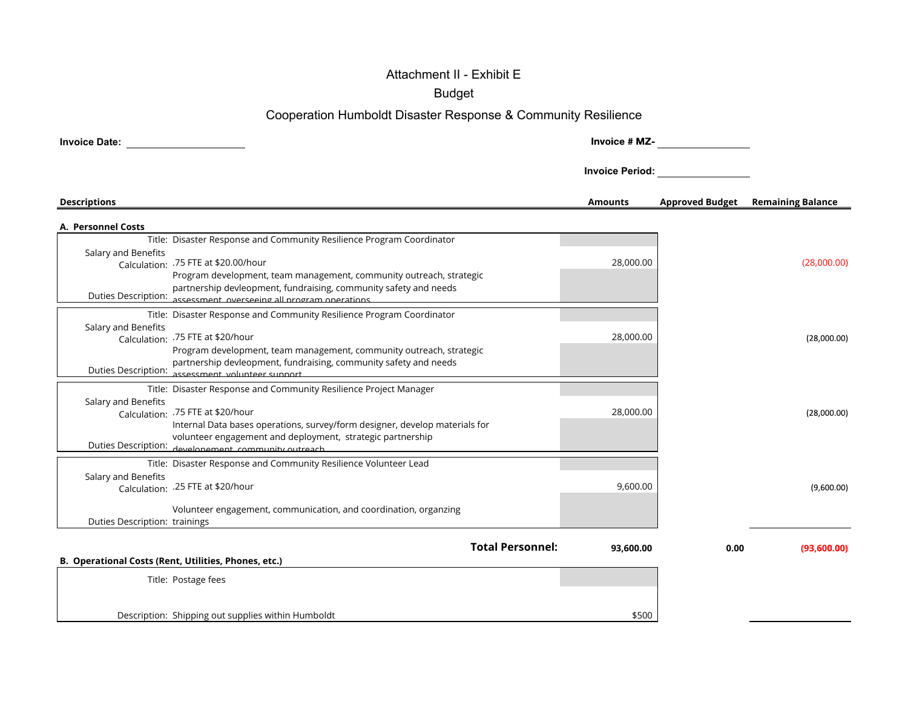# Attachment II - Exhibit E

## Budget

## Cooperation Humboldt Disaster Response & Community Resilience

**Invoice Date:** ____________________

**Invoice # MZ-** ____________________

**Invoice Period:** ____________________

| Descriptions | | Amounts | Approved Budget | Remaining Balance |
|---|---|---|---|---|
| **A. Personnel Costs** | | | | |
| Title: | Disaster Response and Community Resilience Program Coordinator | | | |
| Salary and Benefits Calculation: | .75 FTE at $20.00/hour | 28,000.00 | | (28,000.00) |
| Duties Description: | Program development, team management, community outreach, strategic partnership devleopment, fundraising, community safety and needs assessment, overseeing all program operations | | | |
| Title: | Disaster Response and Community Resilience Program Coordinator | | | |
| Salary and Benefits Calculation: | .75 FTE at $20/hour | 28,000.00 | | (28,000.00) |
| Duties Description: | Program development, team management, community outreach, strategic partnership devleopment, fundraising, community safety and needs assessment, volunteer support | | | |
| Title: | Disaster Response and Community Resilience Project Manager | | | |
| Salary and Benefits Calculation: | .75 FTE at $20/hour | 28,000.00 | | (28,000.00) |
| Duties Description: | Internal Data bases operations, survey/form designer, develop materials for volunteer engagement and deployment, strategic partnership developement, community outreach | | | |
| Title: | Disaster Response and Community Resilience Volunteer Lead | | | |
| Salary and Benefits Calculation: | .25 FTE at $20/hour | 9,600.00 | | (9,600.00) |
| Duties Description: | Volunteer engagement, communication, and coordination, organzing trainings | | | |
| | **Total Personnel:** | **93,600.00** | **0.00** | **(93,600.00)** |
| **B. Operational Costs (Rent, Utilities, Phones, etc.)** | | | | |
| Title: | Postage fees | | | |
| Description: | Shipping out supplies within Humboldt | $500 | | |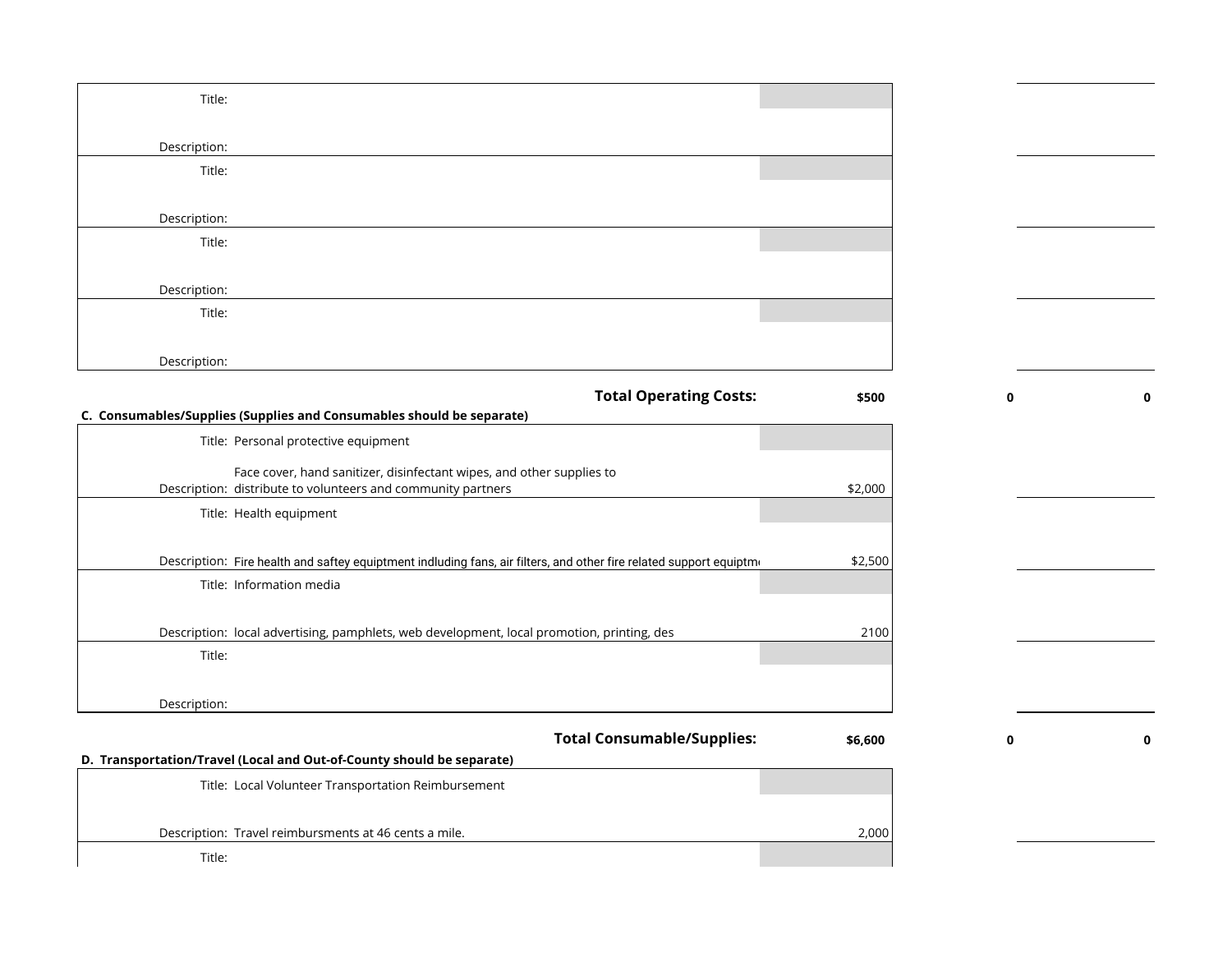| | | | | |
|---|---|---|---|---|
| Title: | | | | |
| Description: | | | | |
| Title: | | | | |
| Description: | | | | |
| Title: | | | | |
| Description: | | | | |
| Title: | | | | |
| Description: | | | | |
| | **Total Operating Costs:** | **$500** | **0** | **0** |

**C. Consumables/Supplies (Supplies and Consumables should be separate)**

| | | | | |
|---|---|---|---|---|
| Title: | Personal protective equipment | | | |
| Description: | Face cover, hand sanitizer, disinfectant wipes, and other supplies to distribute to volunteers and community partners | $2,000 | | |
| Title: | Health equipment | | | |
| Description: | Fire health and saftey equiptment indluding fans, air filters, and other fire related support equiptm | $2,500 | | |
| Title: | Information media | | | |
| Description: | local advertising, pamphlets, web development, local promotion, printing, des | 2100 | | |
| Title: | | | | |
| Description: | | | | |
| | **Total Consumable/Supplies:** | **$6,600** | **0** | **0** |

**D. Transportation/Travel (Local and Out-of-County should be separate)**

| | | | | |
|---|---|---|---|---|
| Title: | Local Volunteer Transportation Reimbursement | | | |
| Description: | Travel reimbursments at 46 cents a mile. | 2,000 | | |
| Title: | | | | |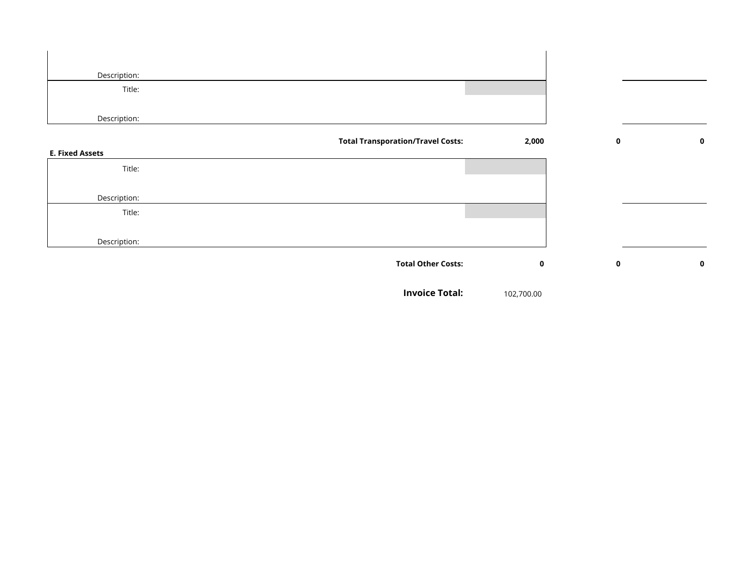| | | | |
|---|---|---|---|
| Description: | | | |
| Title: | | | |
| Description: | | | |
| **Total Transporation/Travel Costs:** | **2,000** | **0** | **0** |

**E. Fixed Assets**

| | | | |
|---|---|---|---|
| Title: | | | |
| Description: | | | |
| Title: | | | |
| Description: | | | |
| **Total Other Costs:** | **0** | **0** | **0** |

| | |
|---|---|
| **Invoice Total:** | 102,700.00 |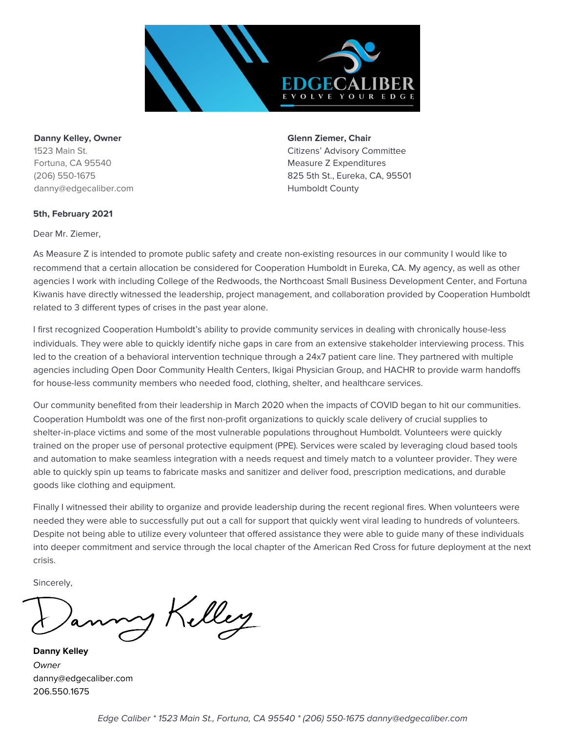**Danny Kelley, Owner**
1523 Main St.
Fortuna, CA 95540
(206) 550-1675
danny@edgecaliber.com

**Glenn Ziemer, Chair**
Citizens' Advisory Committee
Measure Z Expenditures
825 5th St., Eureka, CA, 95501
Humboldt County

**5th, February 2021**

Dear Mr. Ziemer,

As Measure Z is intended to promote public safety and create non-existing resources in our community I would like to recommend that a certain allocation be considered for Cooperation Humboldt in Eureka, CA. My agency, as well as other agencies I work with including College of the Redwoods, the Northcoast Small Business Development Center, and Fortuna Kiwanis have directly witnessed the leadership, project management, and collaboration provided by Cooperation Humboldt related to 3 different types of crises in the past year alone.

I first recognized Cooperation Humboldt's ability to provide community services in dealing with chronically house-less individuals. They were able to quickly identify niche gaps in care from an extensive stakeholder interviewing process. This led to the creation of a behavioral intervention technique through a 24x7 patient care line. They partnered with multiple agencies including Open Door Community Health Centers, Ikigai Physician Group, and HACHR to provide warm handoffs for house-less community members who needed food, clothing, shelter, and healthcare services.

Our community benefited from their leadership in March 2020 when the impacts of COVID began to hit our communities. Cooperation Humboldt was one of the first non-profit organizations to quickly scale delivery of crucial supplies to shelter-in-place victims and some of the most vulnerable populations throughout Humboldt. Volunteers were quickly trained on the proper use of personal protective equipment (PPE). Services were scaled by leveraging cloud based tools and automation to make seamless integration with a needs request and timely match to a volunteer provider. They were able to quickly spin up teams to fabricate masks and sanitizer and deliver food, prescription medications, and durable goods like clothing and equipment.

Finally I witnessed their ability to organize and provide leadership during the recent regional fires. When volunteers were needed they were able to successfully put out a call for support that quickly went viral leading to hundreds of volunteers. Despite not being able to utilize every volunteer that offered assistance they were able to guide many of these individuals into deeper commitment and service through the local chapter of the American Red Cross for future deployment at the next crisis.

Sincerely,

Danny Kelley

**Danny Kelley**
*Owner*
danny@edgecaliber.com
206.550.1675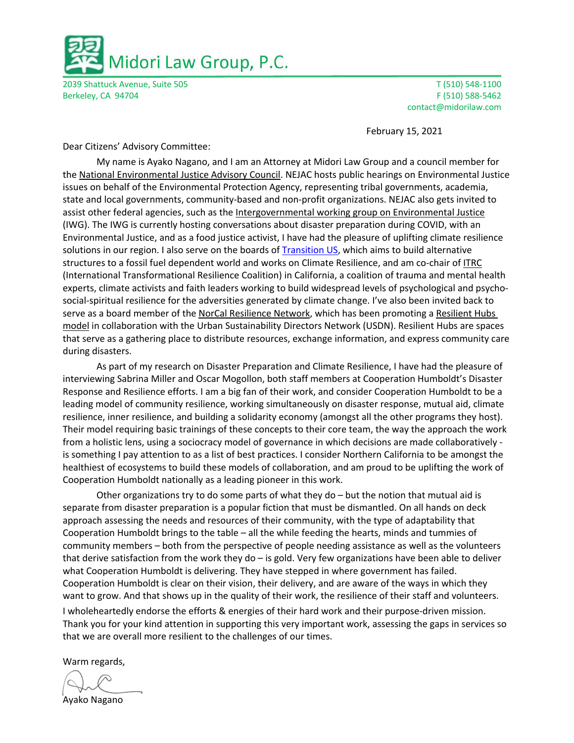# Midori Law Group, P.C.

2039 Shattuck Avenue, Suite 505
Berkeley, CA 94704

T (510) 548-1100
F (510) 588-5462
contact@midorilaw.com

February 15, 2021

Dear Citizens' Advisory Committee:

My name is Ayako Nagano, and I am an Attorney at Midori Law Group and a council member for the National Environmental Justice Advisory Council. NEJAC hosts public hearings on Environmental Justice issues on behalf of the Environmental Protection Agency, representing tribal governments, academia, state and local governments, community-based and non-profit organizations. NEJAC also gets invited to assist other federal agencies, such as the Intergovernmental working group on Environmental Justice (IWG). The IWG is currently hosting conversations about disaster preparation during COVID, with an Environmental Justice, and as a food justice activist, I have had the pleasure of uplifting climate resilience solutions in our region. I also serve on the boards of Transition US, which aims to build alternative structures to a fossil fuel dependent world and works on Climate Resilience, and am co-chair of ITRC (International Transformational Resilience Coalition) in California, a coalition of trauma and mental health experts, climate activists and faith leaders working to build widespread levels of psychological and psycho-social-spiritual resilience for the adversities generated by climate change. I've also been invited back to serve as a board member of the NorCal Resilience Network, which has been promoting a Resilient Hubs model in collaboration with the Urban Sustainability Directors Network (USDN). Resilient Hubs are spaces that serve as a gathering place to distribute resources, exchange information, and express community care during disasters.

As part of my research on Disaster Preparation and Climate Resilience, I have had the pleasure of interviewing Sabrina Miller and Oscar Mogollon, both staff members at Cooperation Humboldt's Disaster Response and Resilience efforts. I am a big fan of their work, and consider Cooperation Humboldt to be a leading model of community resilience, working simultaneously on disaster response, mutual aid, climate resilience, inner resilience, and building a solidarity economy (amongst all the other programs they host). Their model requiring basic trainings of these concepts to their core team, the way the approach the work from a holistic lens, using a sociocracy model of governance in which decisions are made collaboratively - is something I pay attention to as a list of best practices. I consider Northern California to be amongst the healthiest of ecosystems to build these models of collaboration, and am proud to be uplifting the work of Cooperation Humboldt nationally as a leading pioneer in this work.

Other organizations try to do some parts of what they do – but the notion that mutual aid is separate from disaster preparation is a popular fiction that must be dismantled. On all hands on deck approach assessing the needs and resources of their community, with the type of adaptability that Cooperation Humboldt brings to the table – all the while feeding the hearts, minds and tummies of community members – both from the perspective of people needing assistance as well as the volunteers that derive satisfaction from the work they do – is gold. Very few organizations have been able to deliver what Cooperation Humboldt is delivering. They have stepped in where government has failed. Cooperation Humboldt is clear on their vision, their delivery, and are aware of the ways in which they want to grow. And that shows up in the quality of their work, the resilience of their staff and volunteers.

I wholeheartedly endorse the efforts & energies of their hard work and their purpose-driven mission. Thank you for your kind attention in supporting this very important work, assessing the gaps in services so that we are overall more resilient to the challenges of our times.

Warm regards,

Ayako Nagano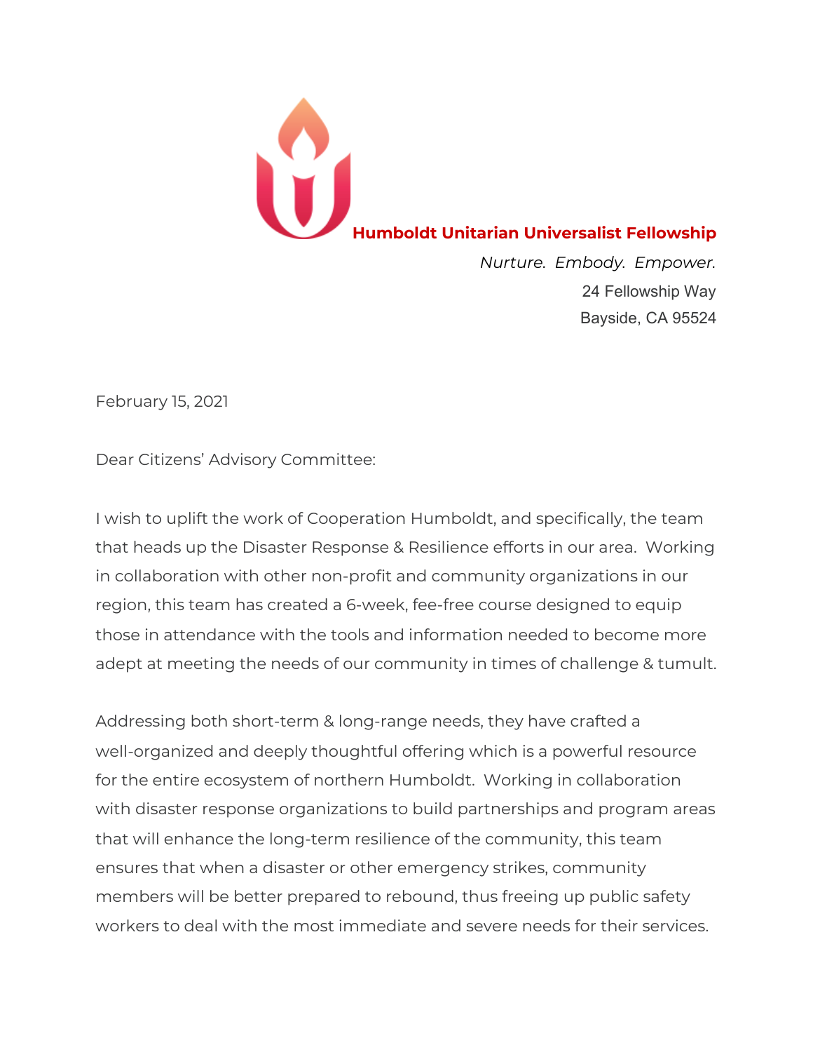**Humboldt Unitarian Universalist Fellowship**

*Nurture. Embody. Empower.*

24 Fellowship Way
Bayside, CA 95524

February 15, 2021

Dear Citizens' Advisory Committee:

I wish to uplift the work of Cooperation Humboldt, and specifically, the team that heads up the Disaster Response & Resilience efforts in our area. Working in collaboration with other non-profit and community organizations in our region, this team has created a 6-week, fee-free course designed to equip those in attendance with the tools and information needed to become more adept at meeting the needs of our community in times of challenge & tumult.

Addressing both short-term & long-range needs, they have crafted a well-organized and deeply thoughtful offering which is a powerful resource for the entire ecosystem of northern Humboldt. Working in collaboration with disaster response organizations to build partnerships and program areas that will enhance the long-term resilience of the community, this team ensures that when a disaster or other emergency strikes, community members will be better prepared to rebound, thus freeing up public safety workers to deal with the most immediate and severe needs for their services.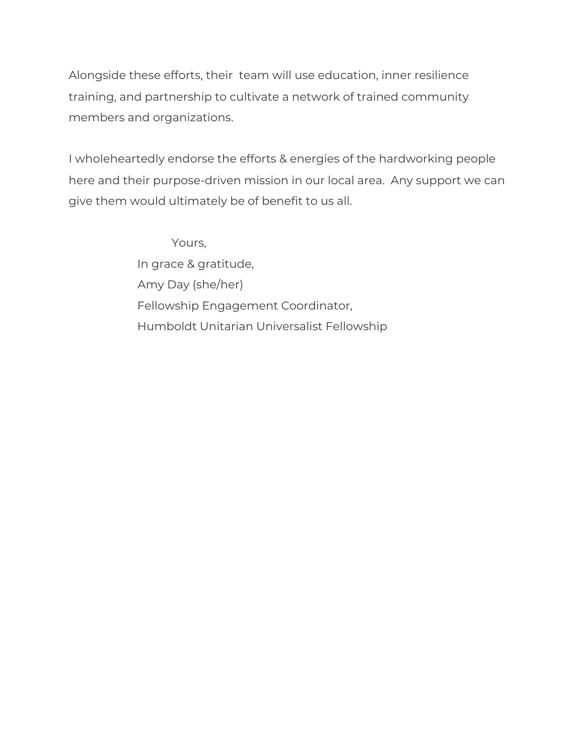Alongside these efforts, their team will use education, inner resilience training, and partnership to cultivate a network of trained community members and organizations.

I wholeheartedly endorse the efforts & energies of the hardworking people here and their purpose-driven mission in our local area. Any support we can give them would ultimately be of benefit to us all.

Yours,
In grace & gratitude,
Amy Day (she/her)
Fellowship Engagement Coordinator,
Humboldt Unitarian Universalist Fellowship